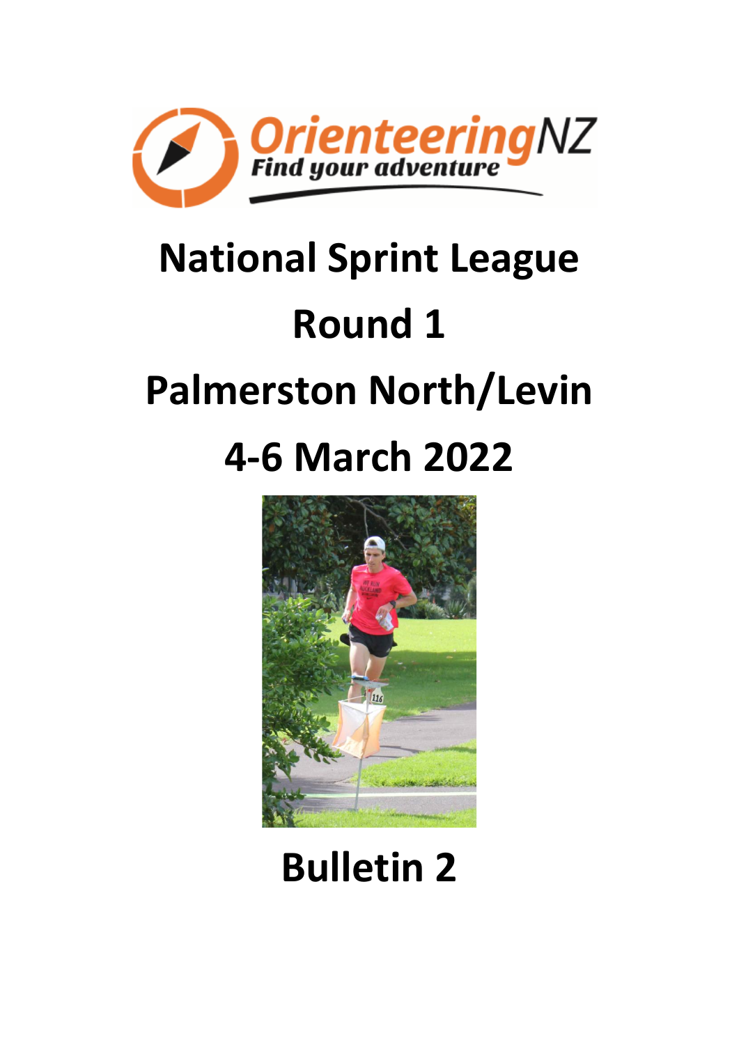# National Sprint League

# Round 1

# Palmerston North/Levin

# 4-6 March 2022

# Bulletin 2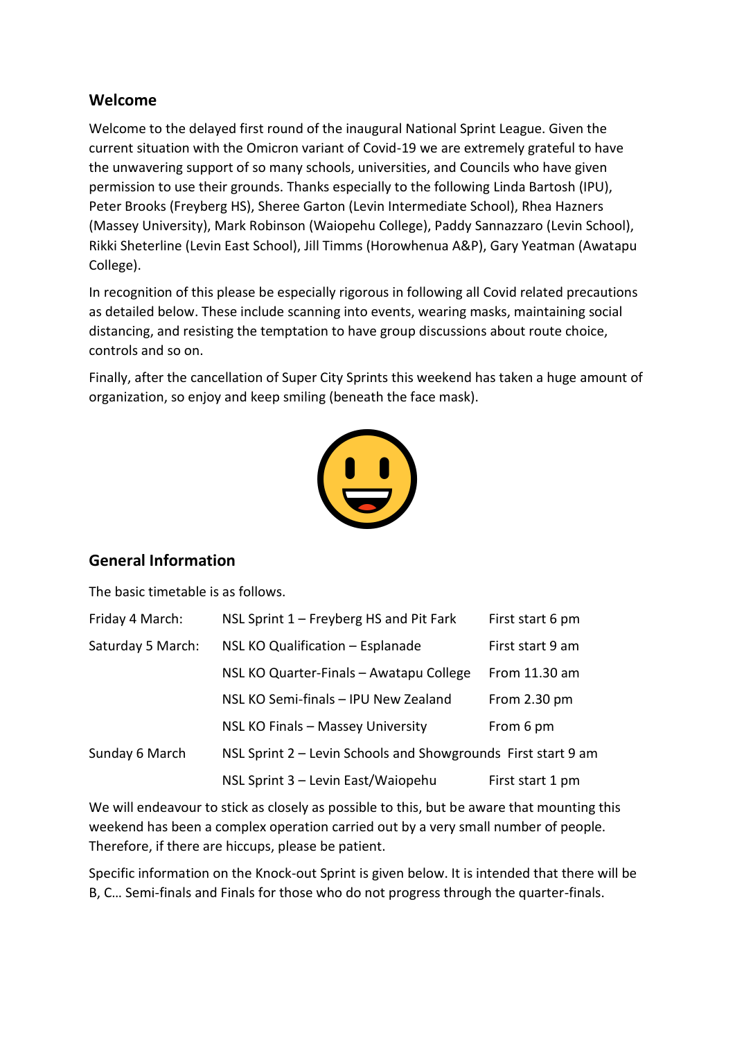## Welcome

Welcome to the delayed first round of the inaugural National Sprint League. Given the current situation with the Omicron variant of Covid-19 we are extremely grateful to have the unwavering support of so many schools, universities, and Councils who have given permission to use their grounds. Thanks especially to the following Linda Bartosh (IPU), Peter Brooks (Freyberg HS), Sheree Garton (Levin Intermediate School), Rhea Hazners (Massey University), Mark Robinson (Waiopehu College), Paddy Sannazzaro (Levin School), Rikki Sheterline (Levin East School), Jill Timms (Horowhenua A&P), Gary Yeatman (Awatapu College).

In recognition of this please be especially rigorous in following all Covid related precautions as detailed below. These include scanning into events, wearing masks, maintaining social distancing, and resisting the temptation to have group discussions about route choice, controls and so on.

Finally, after the cancellation of Super City Sprints this weekend has taken a huge amount of organization, so enjoy and keep smiling (beneath the face mask).

## General Information

The basic timetable is as follows.

| | | |
|---|---|---|
| Friday 4 March: | NSL Sprint 1 – Freyberg HS and Pit Fark | First start 6 pm |
| Saturday 5 March: | NSL KO Qualification – Esplanade | First start 9 am |
| | NSL KO Quarter-Finals – Awatapu College | From 11.30 am |
| | NSL KO Semi-finals – IPU New Zealand | From 2.30 pm |
| | NSL KO Finals – Massey University | From 6 pm |
| Sunday 6 March | NSL Sprint 2 – Levin Schools and Showgrounds | First start 9 am |
| | NSL Sprint 3 – Levin East/Waiopehu | First start 1 pm |

We will endeavour to stick as closely as possible to this, but be aware that mounting this weekend has been a complex operation carried out by a very small number of people. Therefore, if there are hiccups, please be patient.

Specific information on the Knock-out Sprint is given below. It is intended that there will be B, C… Semi-finals and Finals for those who do not progress through the quarter-finals.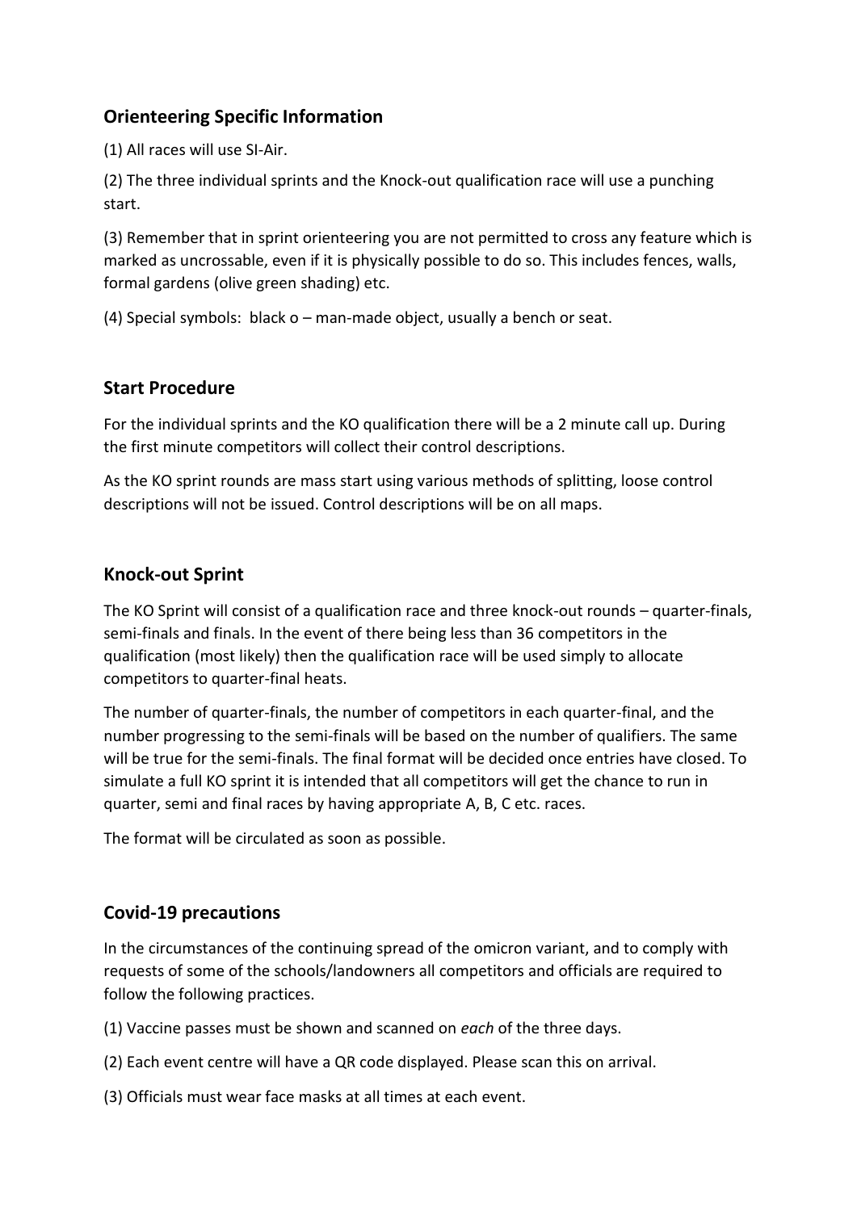## Orienteering Specific Information

(1) All races will use SI-Air.

(2) The three individual sprints and the Knock-out qualification race will use a punching start.

(3) Remember that in sprint orienteering you are not permitted to cross any feature which is marked as uncrossable, even if it is physically possible to do so. This includes fences, walls, formal gardens (olive green shading) etc.

(4) Special symbols: black o – man-made object, usually a bench or seat.

## Start Procedure

For the individual sprints and the KO qualification there will be a 2 minute call up. During the first minute competitors will collect their control descriptions.

As the KO sprint rounds are mass start using various methods of splitting, loose control descriptions will not be issued. Control descriptions will be on all maps.

## Knock-out Sprint

The KO Sprint will consist of a qualification race and three knock-out rounds – quarter-finals, semi-finals and finals. In the event of there being less than 36 competitors in the qualification (most likely) then the qualification race will be used simply to allocate competitors to quarter-final heats.

The number of quarter-finals, the number of competitors in each quarter-final, and the number progressing to the semi-finals will be based on the number of qualifiers. The same will be true for the semi-finals. The final format will be decided once entries have closed. To simulate a full KO sprint it is intended that all competitors will get the chance to run in quarter, semi and final races by having appropriate A, B, C etc. races.

The format will be circulated as soon as possible.

## Covid-19 precautions

In the circumstances of the continuing spread of the omicron variant, and to comply with requests of some of the schools/landowners all competitors and officials are required to follow the following practices.

(1) Vaccine passes must be shown and scanned on *each* of the three days.

(2) Each event centre will have a QR code displayed. Please scan this on arrival.

(3) Officials must wear face masks at all times at each event.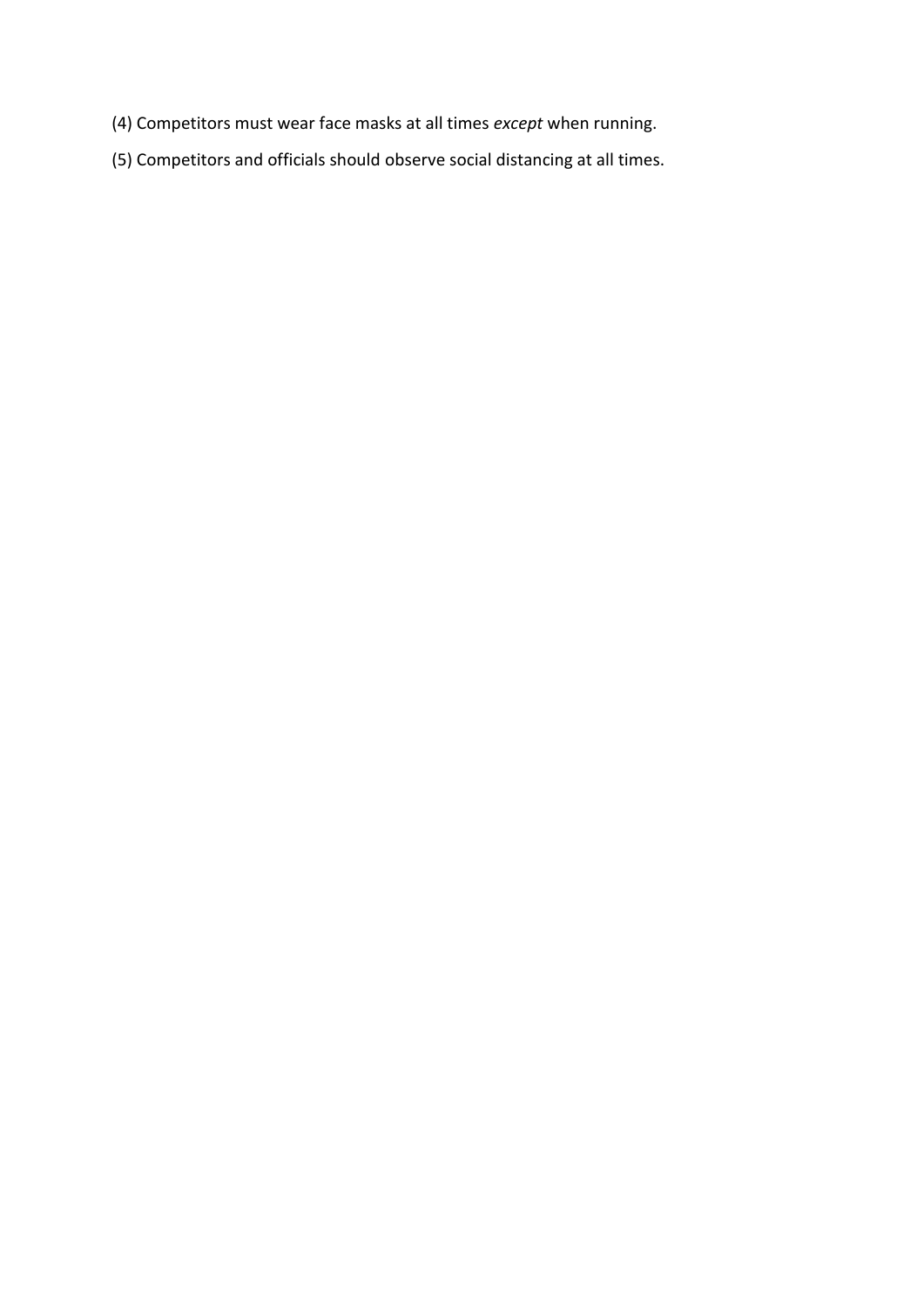(4) Competitors must wear face masks at all times *except* when running.

(5) Competitors and officials should observe social distancing at all times.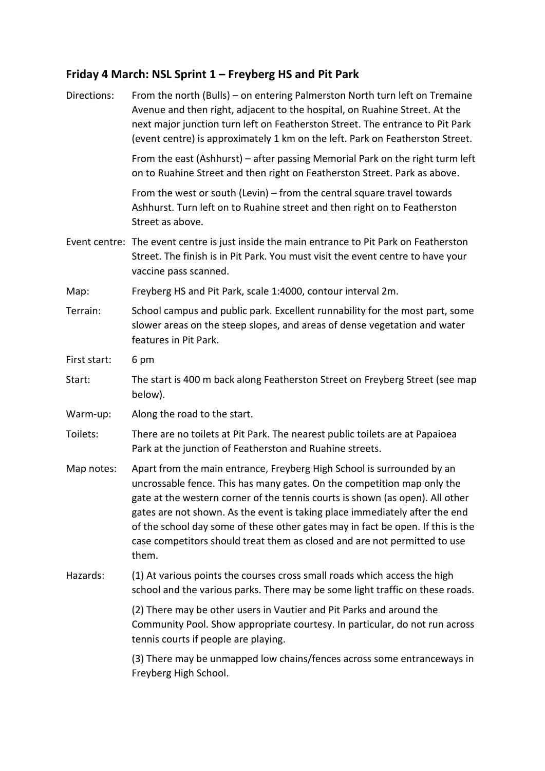## Friday 4 March: NSL Sprint 1 – Freyberg HS and Pit Park

| | |
|---|---|
| Directions: | From the north (Bulls) – on entering Palmerston North turn left on Tremaine Avenue and then right, adjacent to the hospital, on Ruahine Street. At the next major junction turn left on Featherston Street. The entrance to Pit Park (event centre) is approximately 1 km on the left. Park on Featherston Street.<br><br>From the east (Ashhurst) – after passing Memorial Park on the right turm left on to Ruahine Street and then right on Featherston Street. Park as above.<br><br>From the west or south (Levin) – from the central square travel towards Ashhurst. Turn left on to Ruahine street and then right on to Featherston Street as above. |
| Event centre: | The event centre is just inside the main entrance to Pit Park on Featherston Street. The finish is in Pit Park. You must visit the event centre to have your vaccine pass scanned. |
| Map: | Freyberg HS and Pit Park, scale 1:4000, contour interval 2m. |
| Terrain: | School campus and public park. Excellent runnability for the most part, some slower areas on the steep slopes, and areas of dense vegetation and water features in Pit Park. |
| First start: | 6 pm |
| Start: | The start is 400 m back along Featherston Street on Freyberg Street (see map below). |
| Warm-up: | Along the road to the start. |
| Toilets: | There are no toilets at Pit Park. The nearest public toilets are at Papaioea Park at the junction of Featherston and Ruahine streets. |
| Map notes: | Apart from the main entrance, Freyberg High School is surrounded by an uncrossable fence. This has many gates. On the competition map only the gate at the western corner of the tennis courts is shown (as open). All other gates are not shown. As the event is taking place immediately after the end of the school day some of these other gates may in fact be open. If this is the case competitors should treat them as closed and are not permitted to use them. |
| Hazards: | (1) At various points the courses cross small roads which access the high school and the various parks. There may be some light traffic on these roads.<br><br>(2) There may be other users in Vautier and Pit Parks and around the Community Pool. Show appropriate courtesy. In particular, do not run across tennis courts if people are playing.<br><br>(3) There may be unmapped low chains/fences across some entranceways in Freyberg High School. |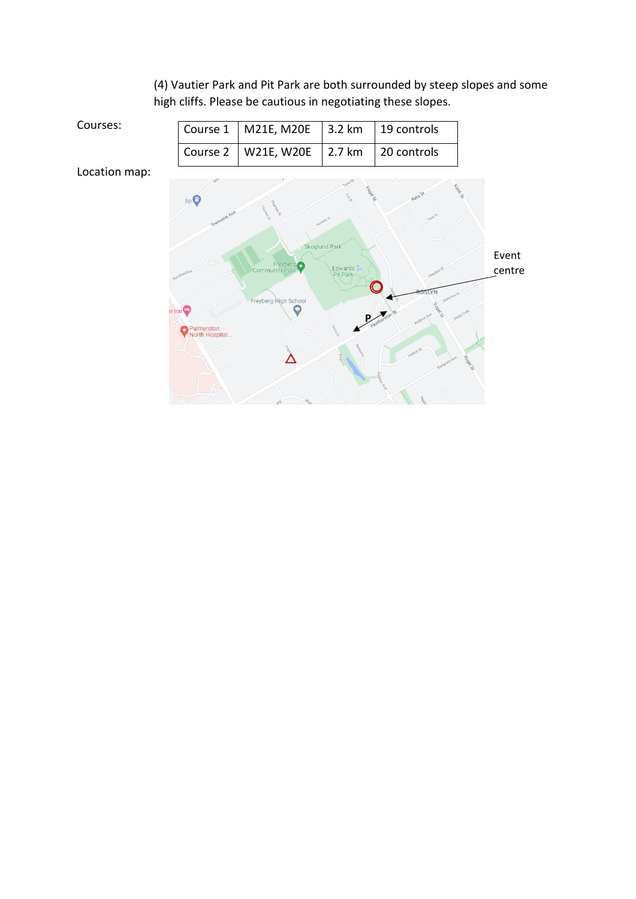(4) Vautier Park and Pit Park are both surrounded by steep slopes and some high cliffs. Please be cautious in negotiating these slopes.

Courses:

| Course 1 | M21E, M20E | 3.2 km | 19 controls |
|---|---|---|---|
| Course 2 | W21E, W20E | 2.7 km | 20 controls |

Location map:

Event centre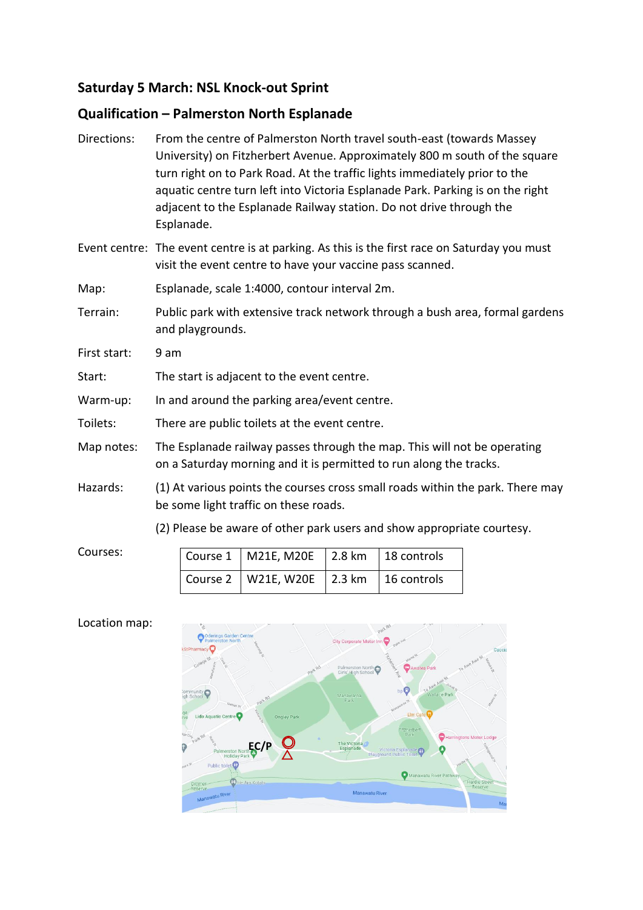## Saturday 5 March: NSL Knock-out Sprint

## Qualification – Palmerston North Esplanade

**Directions:** From the centre of Palmerston North travel south-east (towards Massey University) on Fitzherbert Avenue. Approximately 800 m south of the square turn right on to Park Road. At the traffic lights immediately prior to the aquatic centre turn left into Victoria Esplanade Park. Parking is on the right adjacent to the Esplanade Railway station. Do not drive through the Esplanade.

**Event centre:** The event centre is at parking. As this is the first race on Saturday you must visit the event centre to have your vaccine pass scanned.

**Map:** Esplanade, scale 1:4000, contour interval 2m.

**Terrain:** Public park with extensive track network through a bush area, formal gardens and playgrounds.

**First start:** 9 am

**Start:** The start is adjacent to the event centre.

**Warm-up:** In and around the parking area/event centre.

**Toilets:** There are public toilets at the event centre.

**Map notes:** The Esplanade railway passes through the map. This will not be operating on a Saturday morning and it is permitted to run along the tracks.

**Hazards:** (1) At various points the courses cross small roads within the park. There may be some light traffic on these roads.

(2) Please be aware of other park users and show appropriate courtesy.

**Courses:**

| | | | |
|---|---|---|---|
| Course 1 | M21E, M20E | 2.8 km | 18 controls |
| Course 2 | W21E, W20E | 2.3 km | 16 controls |

**Location map:**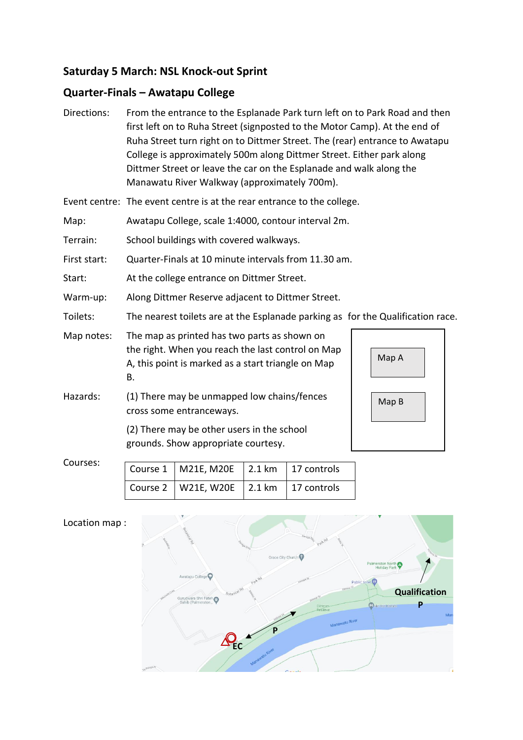## Saturday 5 March: NSL Knock-out Sprint

## Quarter-Finals – Awatapu College

**Directions:** From the entrance to the Esplanade Park turn left on to Park Road and then first left on to Ruha Street (signposted to the Motor Camp). At the end of Ruha Street turn right on to Dittmer Street. The (rear) entrance to Awatapu College is approximately 500m along Dittmer Street. Either park along Dittmer Street or leave the car on the Esplanade and walk along the Manawatu River Walkway (approximately 700m).

**Event centre:** The event centre is at the rear entrance to the college.

**Map:** Awatapu College, scale 1:4000, contour interval 2m.

**Terrain:** School buildings with covered walkways.

**First start:** Quarter-Finals at 10 minute intervals from 11.30 am.

**Start:** At the college entrance on Dittmer Street.

**Warm-up:** Along Dittmer Reserve adjacent to Dittmer Street.

**Toilets:** The nearest toilets are at the Esplanade parking as for the Qualification race.

**Map notes:** The map as printed has two parts as shown on the right. When you reach the last control on Map A, this point is marked as a start triangle on Map B.

Map A

Map B

**Hazards:** (1) There may be unmapped low chains/fences cross some entranceways.

(2) There may be other users in the school grounds. Show appropriate courtesy.

**Courses:**

| Course 1 | M21E, M20E | 2.1 km | 17 controls |
|---|---|---|---|
| Course 2 | W21E, W20E | 2.1 km | 17 controls |

Location map :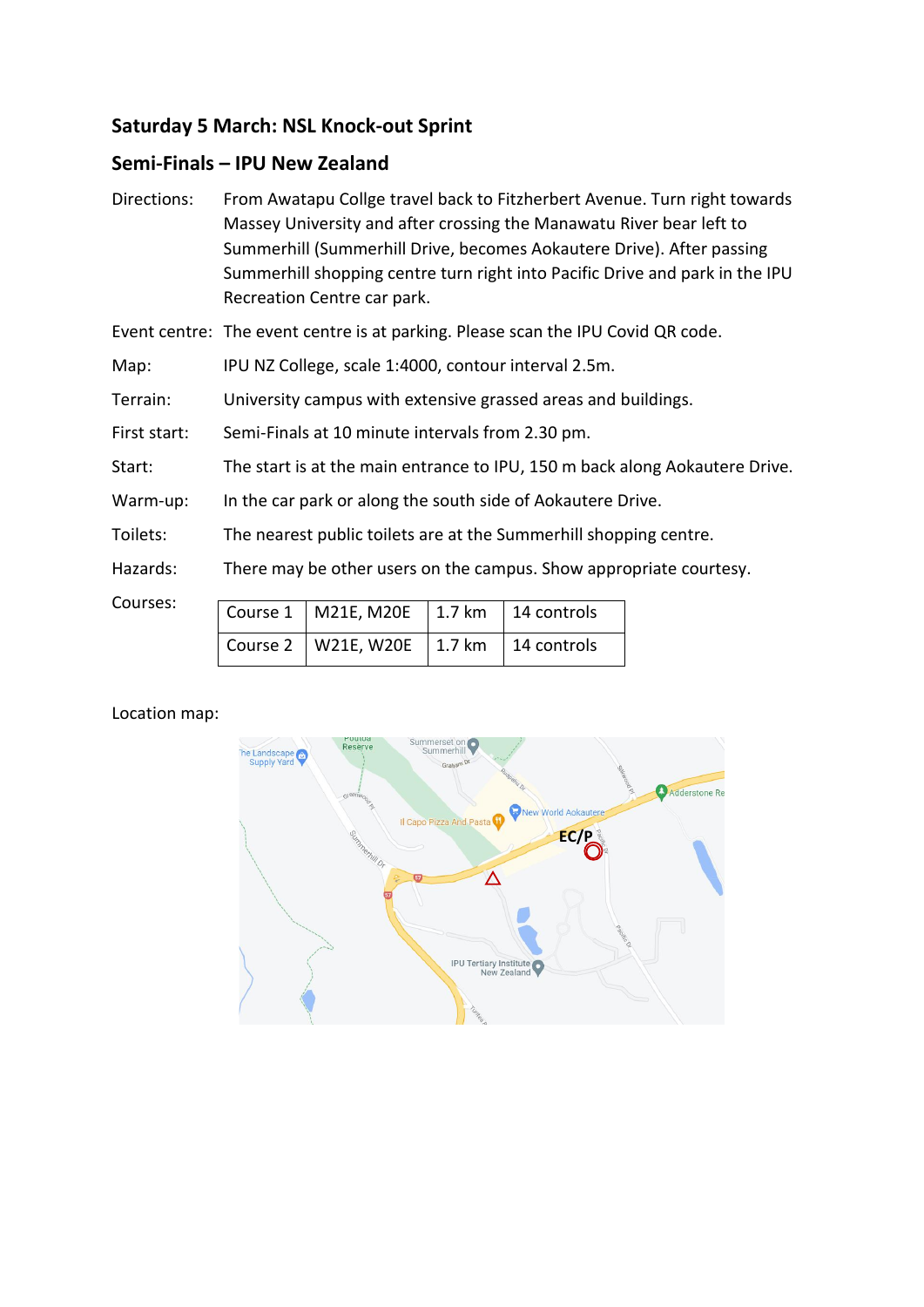## Saturday 5 March: NSL Knock-out Sprint

## Semi-Finals – IPU New Zealand

Directions: From Awatapu Collge travel back to Fitzherbert Avenue. Turn right towards Massey University and after crossing the Manawatu River bear left to Summerhill (Summerhill Drive, becomes Aokautere Drive). After passing Summerhill shopping centre turn right into Pacific Drive and park in the IPU Recreation Centre car park.

Event centre: The event centre is at parking. Please scan the IPU Covid QR code.

Map: IPU NZ College, scale 1:4000, contour interval 2.5m.

Terrain: University campus with extensive grassed areas and buildings.

First start: Semi-Finals at 10 minute intervals from 2.30 pm.

Start: The start is at the main entrance to IPU, 150 m back along Aokautere Drive.

Warm-up: In the car park or along the south side of Aokautere Drive.

Toilets: The nearest public toilets are at the Summerhill shopping centre.

Hazards: There may be other users on the campus. Show appropriate courtesy.

Courses:

| Course 1 | M21E, M20E | 1.7 km | 14 controls |
|---|---|---|---|
| Course 2 | W21E, W20E | 1.7 km | 14 controls |

Location map: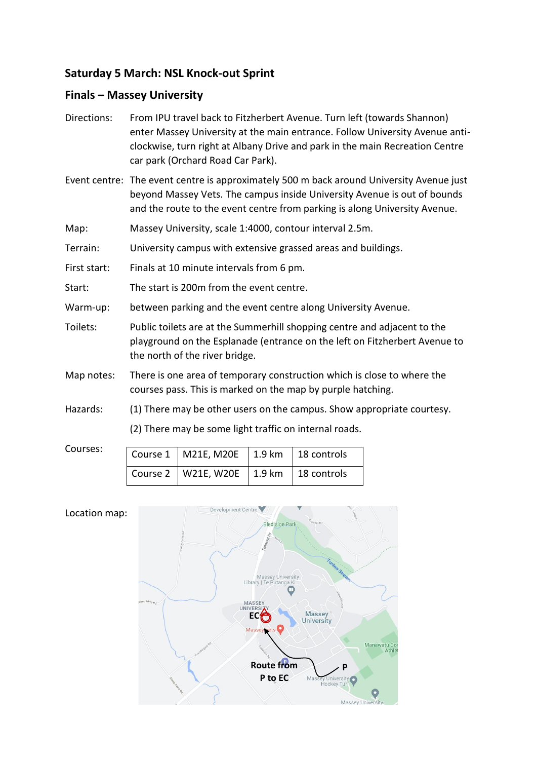## Saturday 5 March: NSL Knock-out Sprint

## Finals – Massey University

**Directions:** From IPU travel back to Fitzherbert Avenue. Turn left (towards Shannon) enter Massey University at the main entrance. Follow University Avenue anti-clockwise, turn right at Albany Drive and park in the main Recreation Centre car park (Orchard Road Car Park).

**Event centre:** The event centre is approximately 500 m back around University Avenue just beyond Massey Vets. The campus inside University Avenue is out of bounds and the route to the event centre from parking is along University Avenue.

**Map:** Massey University, scale 1:4000, contour interval 2.5m.

**Terrain:** University campus with extensive grassed areas and buildings.

**First start:** Finals at 10 minute intervals from 6 pm.

**Start:** The start is 200m from the event centre.

**Warm-up:** between parking and the event centre along University Avenue.

**Toilets:** Public toilets are at the Summerhill shopping centre and adjacent to the playground on the Esplanade (entrance on the left on Fitzherbert Avenue to the north of the river bridge.

**Map notes:** There is one area of temporary construction which is close to where the courses pass. This is marked on the map by purple hatching.

**Hazards:** (1) There may be other users on the campus. Show appropriate courtesy.

(2) There may be some light traffic on internal roads.

**Courses:**

| Course 1 | M21E, M20E | 1.9 km | 18 controls |
|---|---|---|---|
| Course 2 | W21E, W20E | 1.9 km | 18 controls |

**Location map:**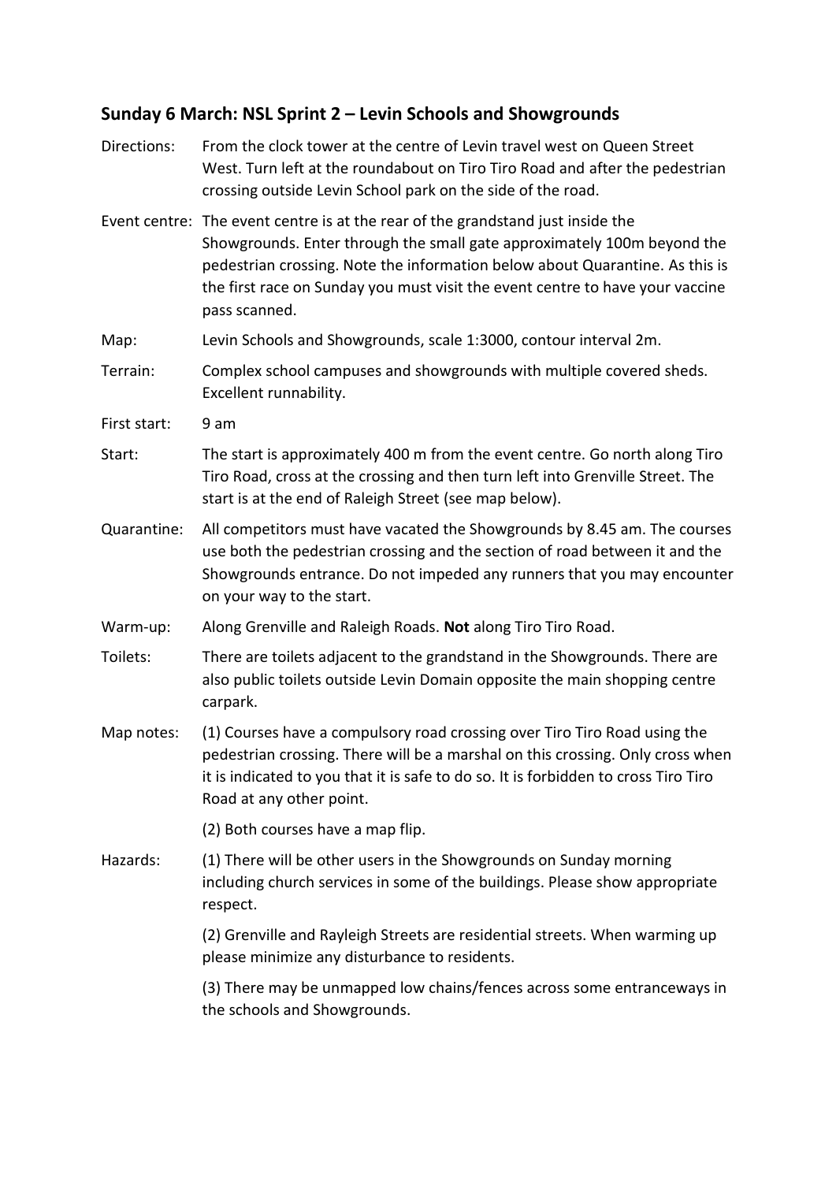## Sunday 6 March: NSL Sprint 2 – Levin Schools and Showgrounds

**Directions:** From the clock tower at the centre of Levin travel west on Queen Street West. Turn left at the roundabout on Tiro Tiro Road and after the pedestrian crossing outside Levin School park on the side of the road.

**Event centre:** The event centre is at the rear of the grandstand just inside the Showgrounds. Enter through the small gate approximately 100m beyond the pedestrian crossing. Note the information below about Quarantine. As this is the first race on Sunday you must visit the event centre to have your vaccine pass scanned.

**Map:** Levin Schools and Showgrounds, scale 1:3000, contour interval 2m.

**Terrain:** Complex school campuses and showgrounds with multiple covered sheds. Excellent runnability.

**First start:** 9 am

**Start:** The start is approximately 400 m from the event centre. Go north along Tiro Tiro Road, cross at the crossing and then turn left into Grenville Street. The start is at the end of Raleigh Street (see map below).

**Quarantine:** All competitors must have vacated the Showgrounds by 8.45 am. The courses use both the pedestrian crossing and the section of road between it and the Showgrounds entrance. Do not impeded any runners that you may encounter on your way to the start.

**Warm-up:** Along Grenville and Raleigh Roads. **Not** along Tiro Tiro Road.

**Toilets:** There are toilets adjacent to the grandstand in the Showgrounds. There are also public toilets outside Levin Domain opposite the main shopping centre carpark.

**Map notes:** (1) Courses have a compulsory road crossing over Tiro Tiro Road using the pedestrian crossing. There will be a marshal on this crossing. Only cross when it is indicated to you that it is safe to do so. It is forbidden to cross Tiro Tiro Road at any other point.

(2) Both courses have a map flip.

**Hazards:** (1) There will be other users in the Showgrounds on Sunday morning including church services in some of the buildings. Please show appropriate respect.

(2) Grenville and Rayleigh Streets are residential streets. When warming up please minimize any disturbance to residents.

(3) There may be unmapped low chains/fences across some entranceways in the schools and Showgrounds.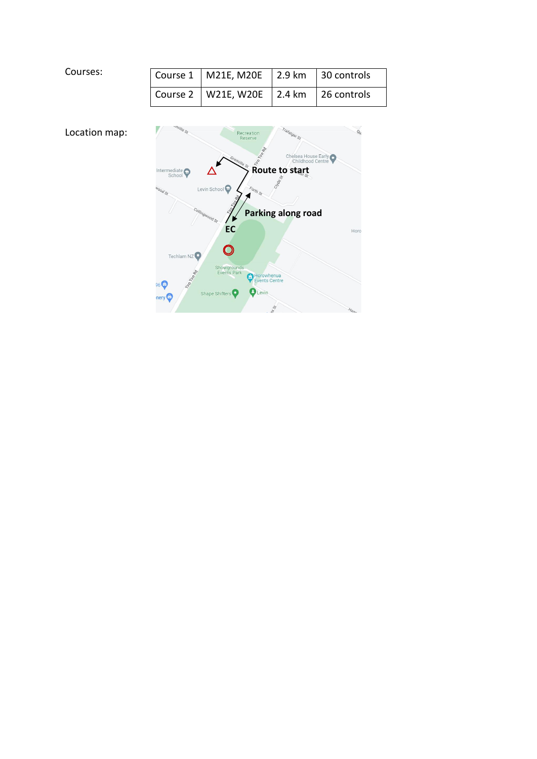Courses:

| Course 1 | M21E, M20E | 2.9 km | 30 controls |
|---|---|---|---|
| Course 2 | W21E, W20E | 2.4 km | 26 controls |

Location map:

**Route to start**

**Parking along road**

**EC**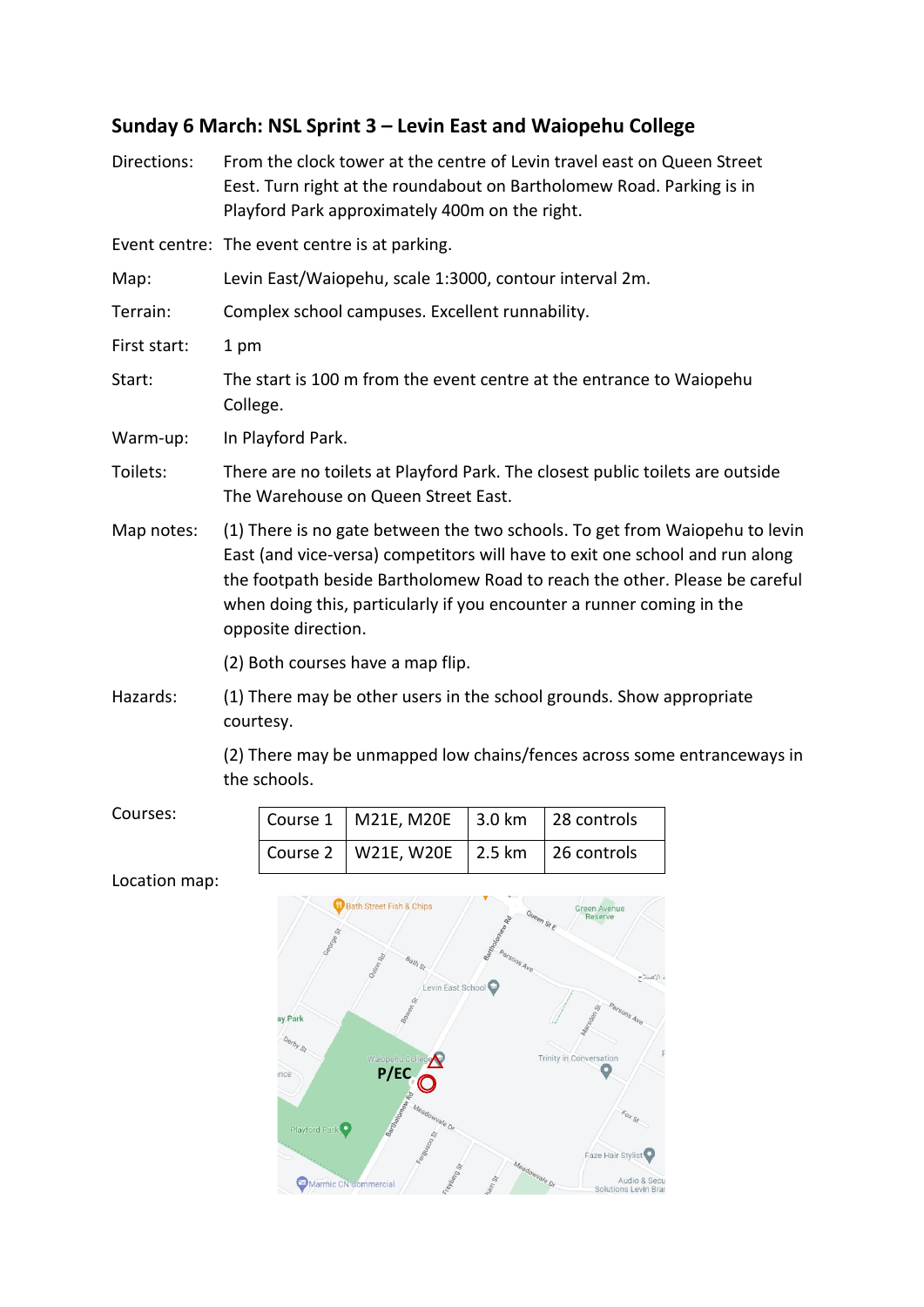## Sunday 6 March: NSL Sprint 3 – Levin East and Waiopehu College

**Directions:** From the clock tower at the centre of Levin travel east on Queen Street Eest. Turn right at the roundabout on Bartholomew Road. Parking is in Playford Park approximately 400m on the right.

**Event centre:** The event centre is at parking.

**Map:** Levin East/Waiopehu, scale 1:3000, contour interval 2m.

**Terrain:** Complex school campuses. Excellent runnability.

**First start:** 1 pm

**Start:** The start is 100 m from the event centre at the entrance to Waiopehu College.

**Warm-up:** In Playford Park.

**Toilets:** There are no toilets at Playford Park. The closest public toilets are outside The Warehouse on Queen Street East.

**Map notes:** (1) There is no gate between the two schools. To get from Waiopehu to levin East (and vice-versa) competitors will have to exit one school and run along the footpath beside Bartholomew Road to reach the other. Please be careful when doing this, particularly if you encounter a runner coming in the opposite direction.

(2) Both courses have a map flip.

**Hazards:** (1) There may be other users in the school grounds. Show appropriate courtesy.

(2) There may be unmapped low chains/fences across some entranceways in the schools.

**Courses:**

| | | | |
|---|---|---|---|
| Course 1 | M21E, M20E | 3.0 km | 28 controls |
| Course 2 | W21E, W20E | 2.5 km | 26 controls |

**Location map:**

P/EC